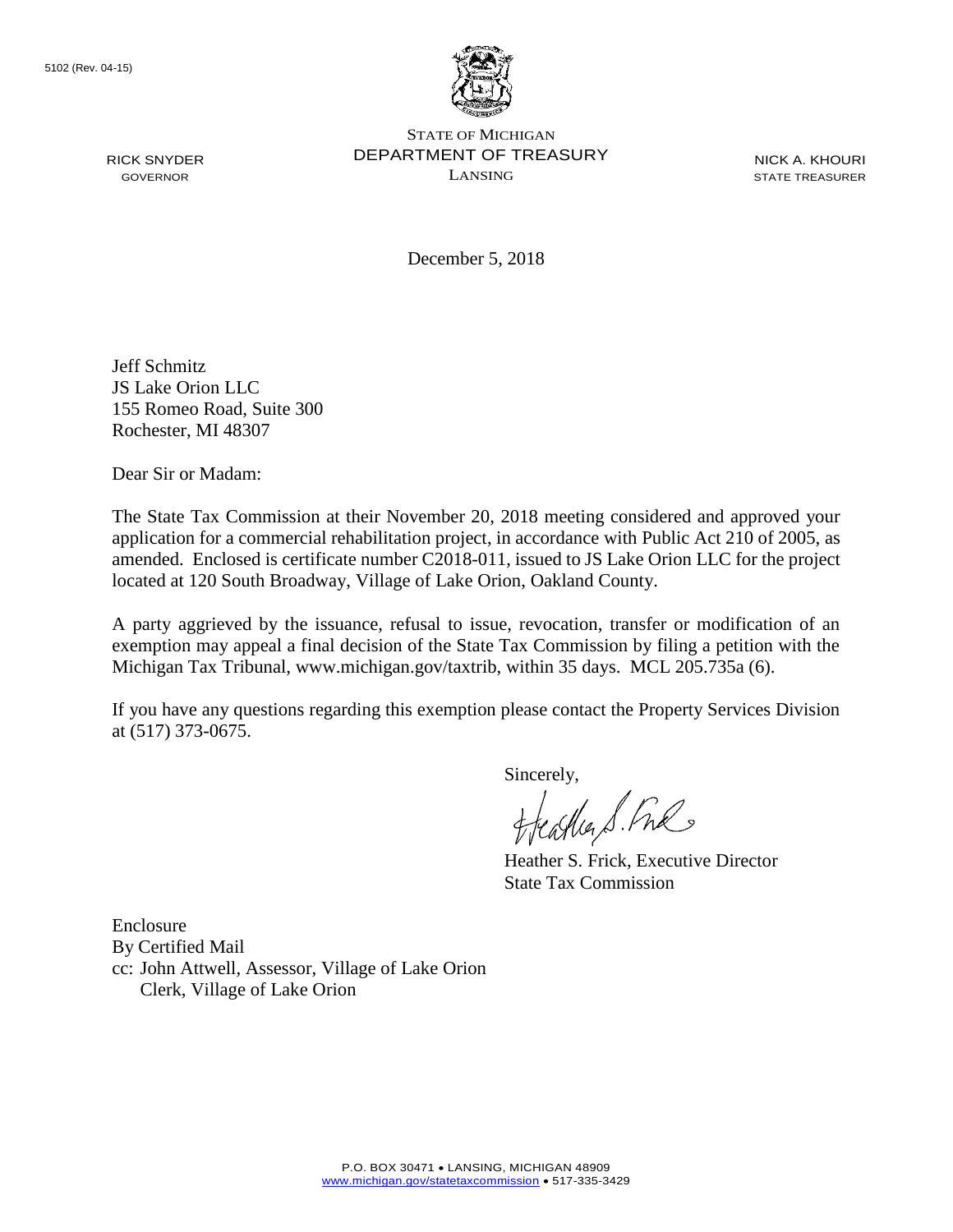5102 (Rev. 04-15)

STATE OF MICHIGAN
DEPARTMENT OF TREASURY
LANSING

RICK SNYDER
GOVERNOR

NICK A. KHOURI
STATE TREASURER

December 5, 2018

Jeff Schmitz
JS Lake Orion LLC
155 Romeo Road, Suite 300
Rochester, MI 48307

Dear Sir or Madam:

The State Tax Commission at their November 20, 2018 meeting considered and approved your application for a commercial rehabilitation project, in accordance with Public Act 210 of 2005, as amended. Enclosed is certificate number C2018-011, issued to JS Lake Orion LLC for the project located at 120 South Broadway, Village of Lake Orion, Oakland County.

A party aggrieved by the issuance, refusal to issue, revocation, transfer or modification of an exemption may appeal a final decision of the State Tax Commission by filing a petition with the Michigan Tax Tribunal, www.michigan.gov/taxtrib, within 35 days. MCL 205.735a (6).

If you have any questions regarding this exemption please contact the Property Services Division at (517) 373-0675.

Sincerely,

Heather S. Frick, Executive Director
State Tax Commission

Enclosure
By Certified Mail
cc: John Attwell, Assessor, Village of Lake Orion
Clerk, Village of Lake Orion

P.O. BOX 30471 • LANSING, MICHIGAN 48909
www.michigan.gov/statetaxcommission • 517-335-3429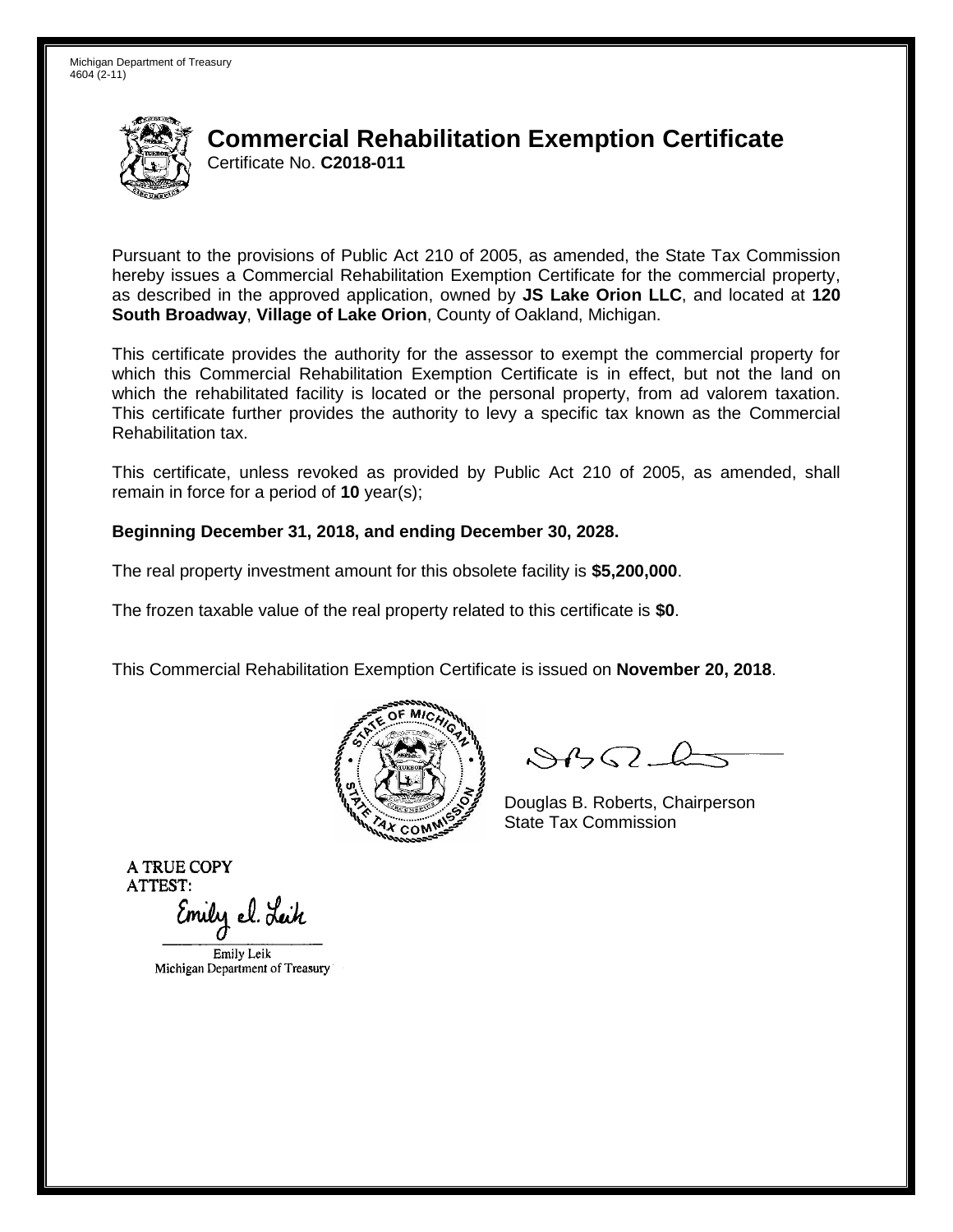Michigan Department of Treasury
4604 (2-11)

# Commercial Rehabilitation Exemption Certificate

Certificate No. **C2018-011**

Pursuant to the provisions of Public Act 210 of 2005, as amended, the State Tax Commission hereby issues a Commercial Rehabilitation Exemption Certificate for the commercial property, as described in the approved application, owned by **JS Lake Orion LLC**, and located at **120 South Broadway**, **Village of Lake Orion**, County of Oakland, Michigan.

This certificate provides the authority for the assessor to exempt the commercial property for which this Commercial Rehabilitation Exemption Certificate is in effect, but not the land on which the rehabilitated facility is located or the personal property, from ad valorem taxation. This certificate further provides the authority to levy a specific tax known as the Commercial Rehabilitation tax.

This certificate, unless revoked as provided by Public Act 210 of 2005, as amended, shall remain in force for a period of **10** year(s);

**Beginning December 31, 2018, and ending December 30, 2028.**

The real property investment amount for this obsolete facility is **$5,200,000**.

The frozen taxable value of the real property related to this certificate is **$0**.

This Commercial Rehabilitation Exemption Certificate is issued on **November 20, 2018**.

Douglas B. Roberts, Chairperson
State Tax Commission

A TRUE COPY
ATTEST:

Emily Leik
Michigan Department of Treasury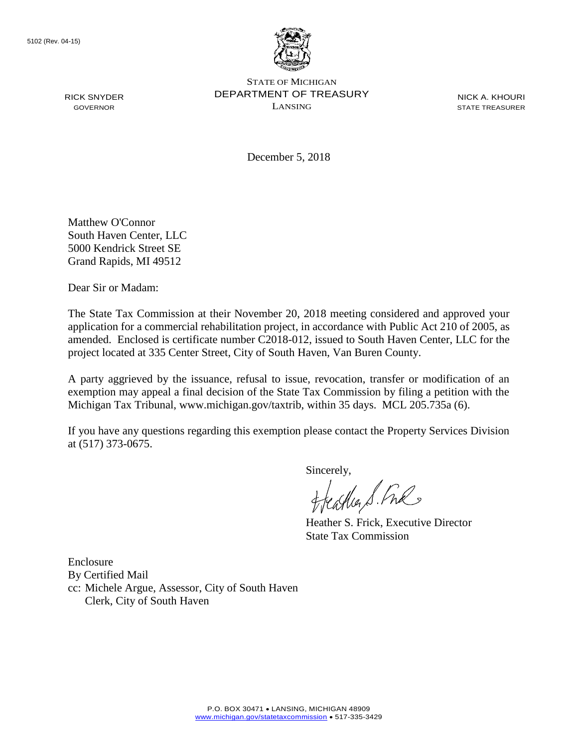5102 (Rev. 04-15)

RICK SNYDER
GOVERNOR

STATE OF MICHIGAN
DEPARTMENT OF TREASURY
LANSING

NICK A. KHOURI
STATE TREASURER

December 5, 2018

Matthew O'Connor
South Haven Center, LLC
5000 Kendrick Street SE
Grand Rapids, MI 49512

Dear Sir or Madam:

The State Tax Commission at their November 20, 2018 meeting considered and approved your application for a commercial rehabilitation project, in accordance with Public Act 210 of 2005, as amended. Enclosed is certificate number C2018-012, issued to South Haven Center, LLC for the project located at 335 Center Street, City of South Haven, Van Buren County.

A party aggrieved by the issuance, refusal to issue, revocation, transfer or modification of an exemption may appeal a final decision of the State Tax Commission by filing a petition with the Michigan Tax Tribunal, www.michigan.gov/taxtrib, within 35 days. MCL 205.735a (6).

If you have any questions regarding this exemption please contact the Property Services Division at (517) 373-0675.

Sincerely,

Heather S. Frick, Executive Director
State Tax Commission

Enclosure
By Certified Mail
cc: Michele Argue, Assessor, City of South Haven
Clerk, City of South Haven

P.O. BOX 30471 • LANSING, MICHIGAN 48909
www.michigan.gov/statetaxcommission • 517-335-3429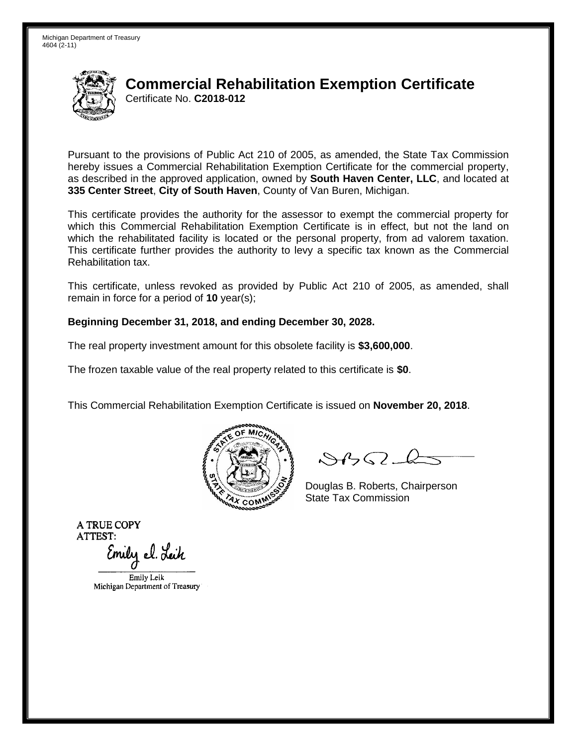Michigan Department of Treasury
4604 (2-11)

# Commercial Rehabilitation Exemption Certificate

Certificate No. **C2018-012**

Pursuant to the provisions of Public Act 210 of 2005, as amended, the State Tax Commission hereby issues a Commercial Rehabilitation Exemption Certificate for the commercial property, as described in the approved application, owned by **South Haven Center, LLC**, and located at **335 Center Street**, **City of South Haven**, County of Van Buren, Michigan.

This certificate provides the authority for the assessor to exempt the commercial property for which this Commercial Rehabilitation Exemption Certificate is in effect, but not the land on which the rehabilitated facility is located or the personal property, from ad valorem taxation. This certificate further provides the authority to levy a specific tax known as the Commercial Rehabilitation tax.

This certificate, unless revoked as provided by Public Act 210 of 2005, as amended, shall remain in force for a period of **10** year(s);

**Beginning December 31, 2018, and ending December 30, 2028.**

The real property investment amount for this obsolete facility is **$3,600,000**.

The frozen taxable value of the real property related to this certificate is **$0**.

This Commercial Rehabilitation Exemption Certificate is issued on **November 20, 2018**.

Douglas B. Roberts, Chairperson
State Tax Commission

A TRUE COPY
ATTEST:

Emily Leik
Michigan Department of Treasury